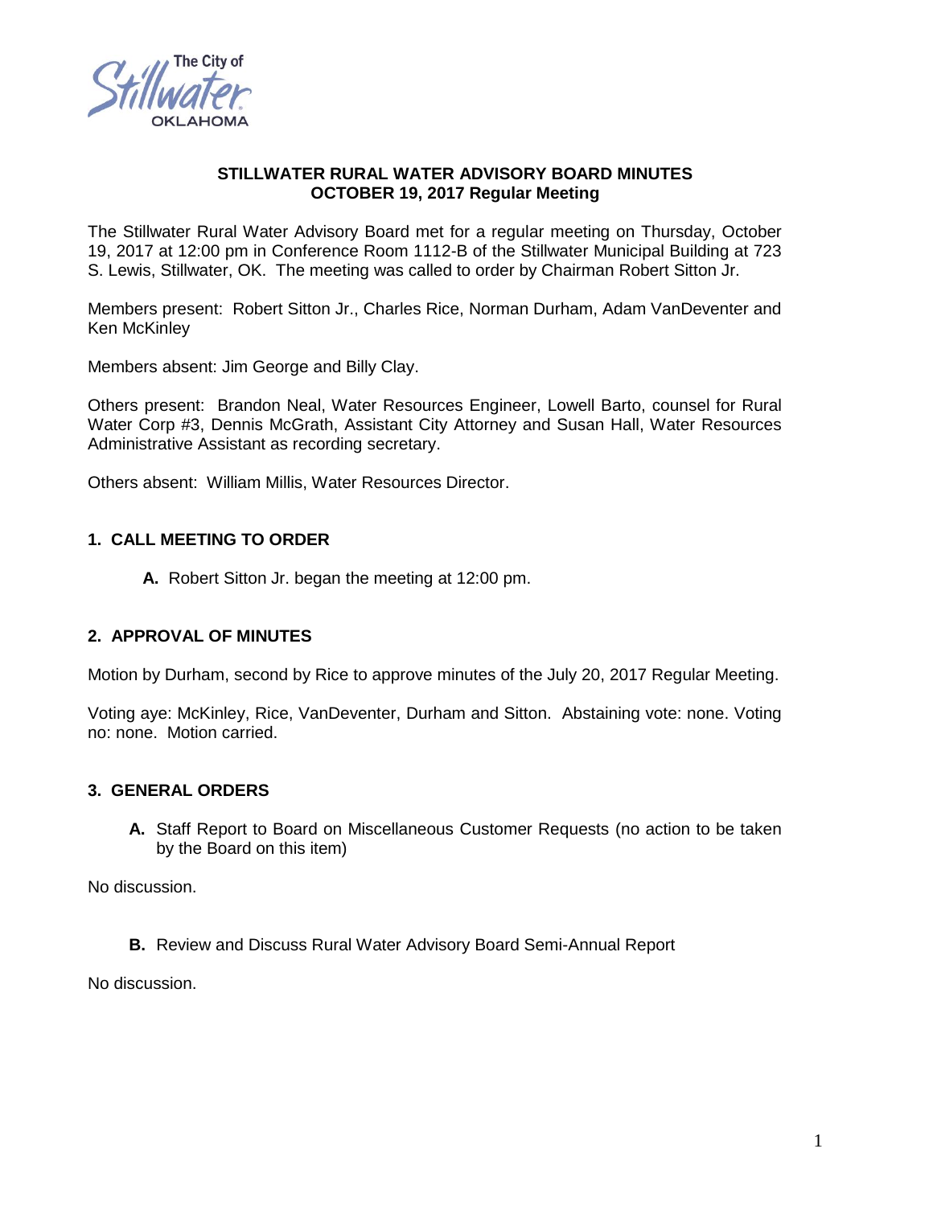**STILLWATER RURAL WATER ADVISORY BOARD MINUTES**
**OCTOBER 19, 2017 Regular Meeting**

The Stillwater Rural Water Advisory Board met for a regular meeting on Thursday, October 19, 2017 at 12:00 pm in Conference Room 1112-B of the Stillwater Municipal Building at 723 S. Lewis, Stillwater, OK. The meeting was called to order by Chairman Robert Sitton Jr.

Members present: Robert Sitton Jr., Charles Rice, Norman Durham, Adam VanDeventer and Ken McKinley

Members absent: Jim George and Billy Clay.

Others present: Brandon Neal, Water Resources Engineer, Lowell Barto, counsel for Rural Water Corp #3, Dennis McGrath, Assistant City Attorney and Susan Hall, Water Resources Administrative Assistant as recording secretary.

Others absent: William Millis, Water Resources Director.

## 1. CALL MEETING TO ORDER

**A.** Robert Sitton Jr. began the meeting at 12:00 pm.

## 2. APPROVAL OF MINUTES

Motion by Durham, second by Rice to approve minutes of the July 20, 2017 Regular Meeting.

Voting aye: McKinley, Rice, VanDeventer, Durham and Sitton. Abstaining vote: none. Voting no: none. Motion carried.

## 3. GENERAL ORDERS

**A.** Staff Report to Board on Miscellaneous Customer Requests (no action to be taken by the Board on this item)

No discussion.

**B.** Review and Discuss Rural Water Advisory Board Semi-Annual Report

No discussion.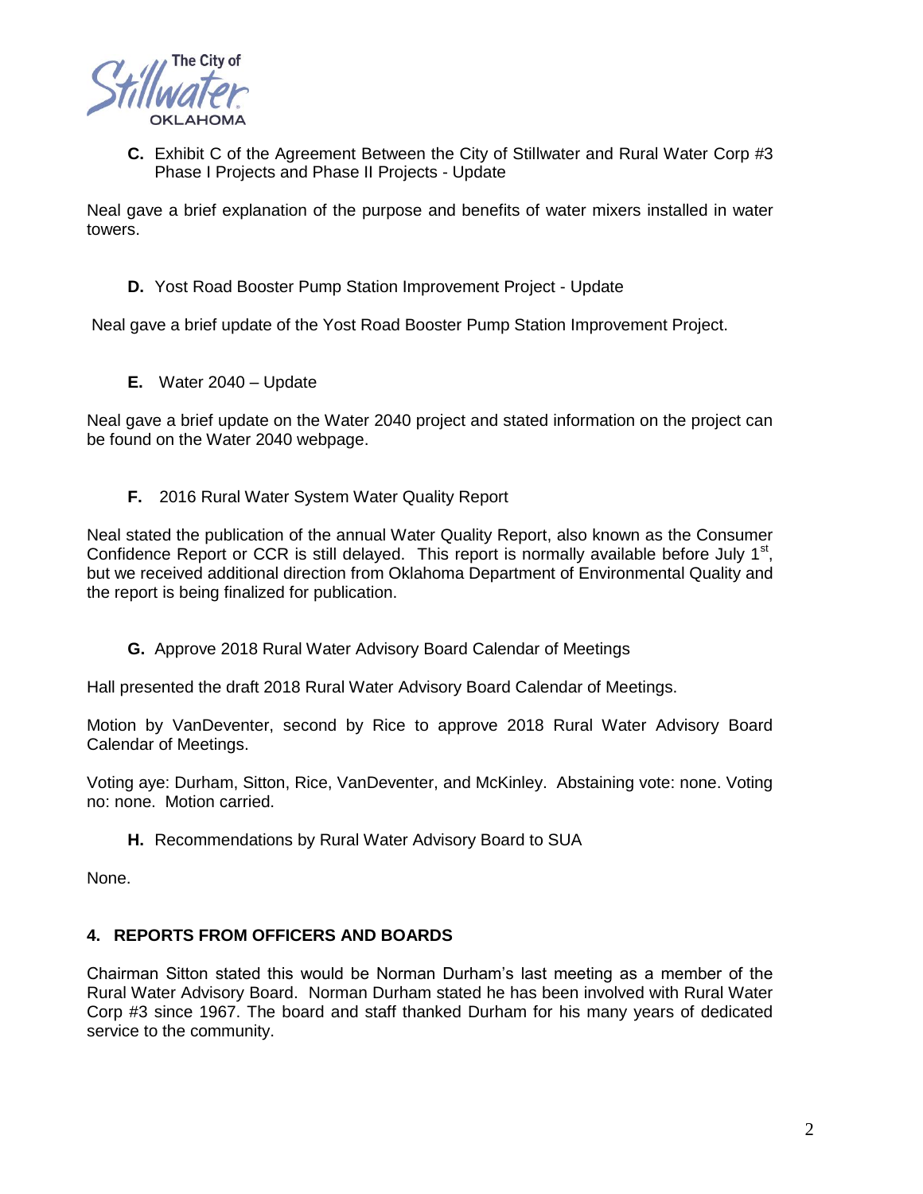**C.** Exhibit C of the Agreement Between the City of Stillwater and Rural Water Corp #3 Phase I Projects and Phase II Projects - Update

Neal gave a brief explanation of the purpose and benefits of water mixers installed in water towers.

**D.** Yost Road Booster Pump Station Improvement Project - Update

Neal gave a brief update of the Yost Road Booster Pump Station Improvement Project.

**E.** Water 2040 – Update

Neal gave a brief update on the Water 2040 project and stated information on the project can be found on the Water 2040 webpage.

**F.** 2016 Rural Water System Water Quality Report

Neal stated the publication of the annual Water Quality Report, also known as the Consumer Confidence Report or CCR is still delayed. This report is normally available before July 1st, but we received additional direction from Oklahoma Department of Environmental Quality and the report is being finalized for publication.

**G.** Approve 2018 Rural Water Advisory Board Calendar of Meetings

Hall presented the draft 2018 Rural Water Advisory Board Calendar of Meetings.

Motion by VanDeventer, second by Rice to approve 2018 Rural Water Advisory Board Calendar of Meetings.

Voting aye: Durham, Sitton, Rice, VanDeventer, and McKinley. Abstaining vote: none. Voting no: none. Motion carried.

**H.** Recommendations by Rural Water Advisory Board to SUA

None.

## 4. REPORTS FROM OFFICERS AND BOARDS

Chairman Sitton stated this would be Norman Durham's last meeting as a member of the Rural Water Advisory Board. Norman Durham stated he has been involved with Rural Water Corp #3 since 1967. The board and staff thanked Durham for his many years of dedicated service to the community.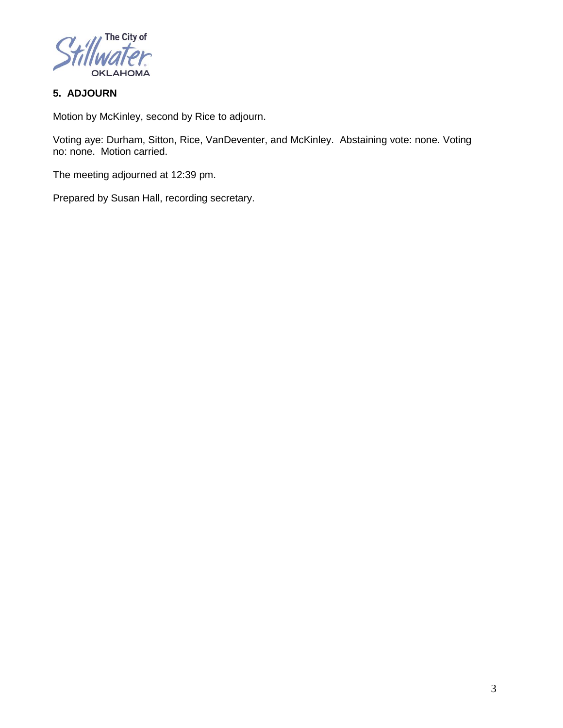## 5. ADJOURN

Motion by McKinley, second by Rice to adjourn.

Voting aye: Durham, Sitton, Rice, VanDeventer, and McKinley. Abstaining vote: none. Voting no: none. Motion carried.

The meeting adjourned at 12:39 pm.

Prepared by Susan Hall, recording secretary.